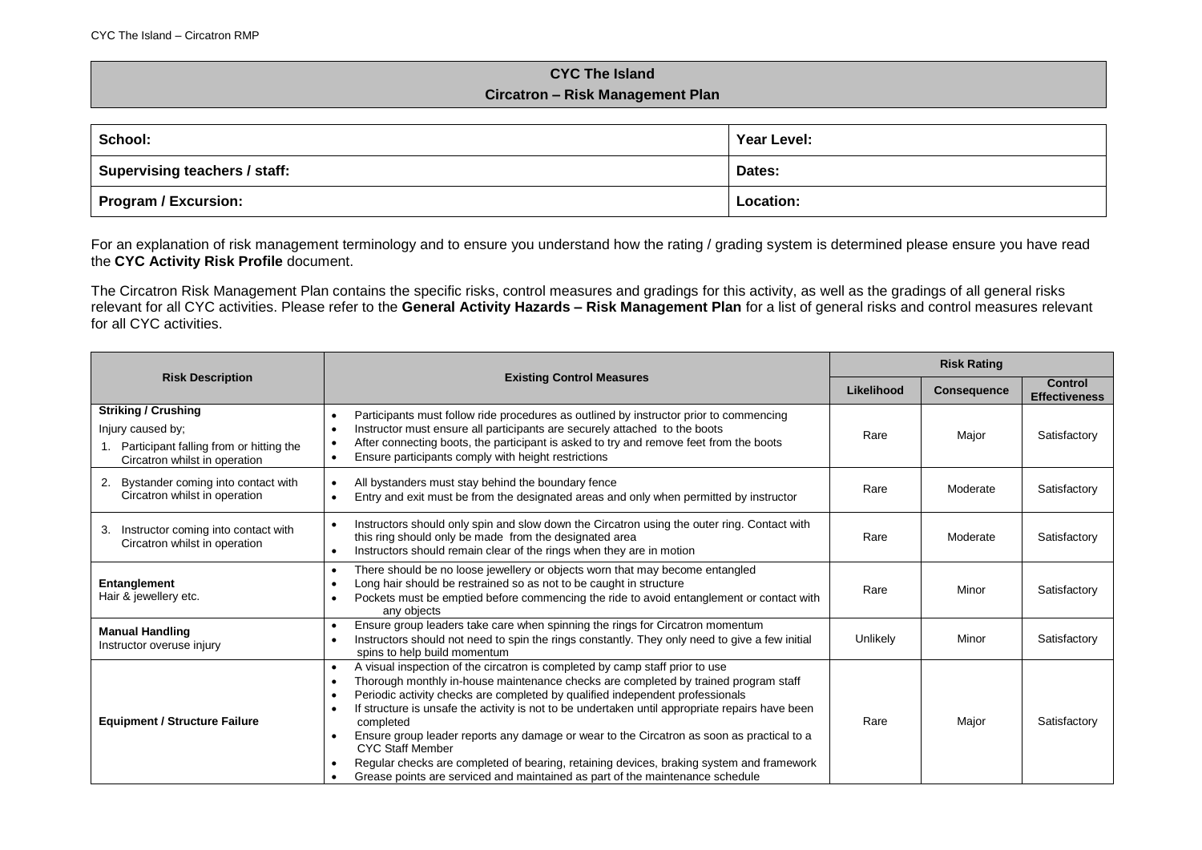# CYC The Island
## Circatron – Risk Management Plan

| School: | Year Level: |
|---|---|
| Supervising teachers / staff: | Dates: |
| Program / Excursion: | Location: |

For an explanation of risk management terminology and to ensure you understand how the rating / grading system is determined please ensure you have read the **CYC Activity Risk Profile** document.

The Circatron Risk Management Plan contains the specific risks, control measures and gradings for this activity, as well as the gradings of all general risks relevant for all CYC activities. Please refer to the **General Activity Hazards – Risk Management Plan** for a list of general risks and control measures relevant for all CYC activities.

| Risk Description | Existing Control Measures | Risk Rating | | |
|---|---|---|---|---|
| | | Likelihood | Consequence | Control Effectiveness |
| **Striking / Crushing**<br>Injury caused by;<br>1. Participant falling from or hitting the Circatron whilst in operation | • Participants must follow ride procedures as outlined by instructor prior to commencing<br>• Instructor must ensure all participants are securely attached to the boots<br>• After connecting boots, the participant is asked to try and remove feet from the boots<br>• Ensure participants comply with height restrictions | Rare | Major | Satisfactory |
| 2. Bystander coming into contact with Circatron whilst in operation | • All bystanders must stay behind the boundary fence<br>• Entry and exit must be from the designated areas and only when permitted by instructor | Rare | Moderate | Satisfactory |
| 3. Instructor coming into contact with Circatron whilst in operation | • Instructors should only spin and slow down the Circatron using the outer ring. Contact with this ring should only be made from the designated area<br>• Instructors should remain clear of the rings when they are in motion | Rare | Moderate | Satisfactory |
| **Entanglement**<br>Hair & jewellery etc. | • There should be no loose jewellery or objects worn that may become entangled<br>• Long hair should be restrained so as not to be caught in structure<br>• Pockets must be emptied before commencing the ride to avoid entanglement or contact with any objects | Rare | Minor | Satisfactory |
| **Manual Handling**<br>Instructor overuse injury | • Ensure group leaders take care when spinning the rings for Circatron momentum<br>• Instructors should not need to spin the rings constantly. They only need to give a few initial spins to help build momentum | Unlikely | Minor | Satisfactory |
| **Equipment / Structure Failure** | • A visual inspection of the circatron is completed by camp staff prior to use<br>• Thorough monthly in-house maintenance checks are completed by trained program staff<br>• Periodic activity checks are completed by qualified independent professionals<br>• If structure is unsafe the activity is not to be undertaken until appropriate repairs have been completed<br>• Ensure group leader reports any damage or wear to the Circatron as soon as practical to a CYC Staff Member<br>• Regular checks are completed of bearing, retaining devices, braking system and framework<br>• Grease points are serviced and maintained as part of the maintenance schedule | Rare | Major | Satisfactory |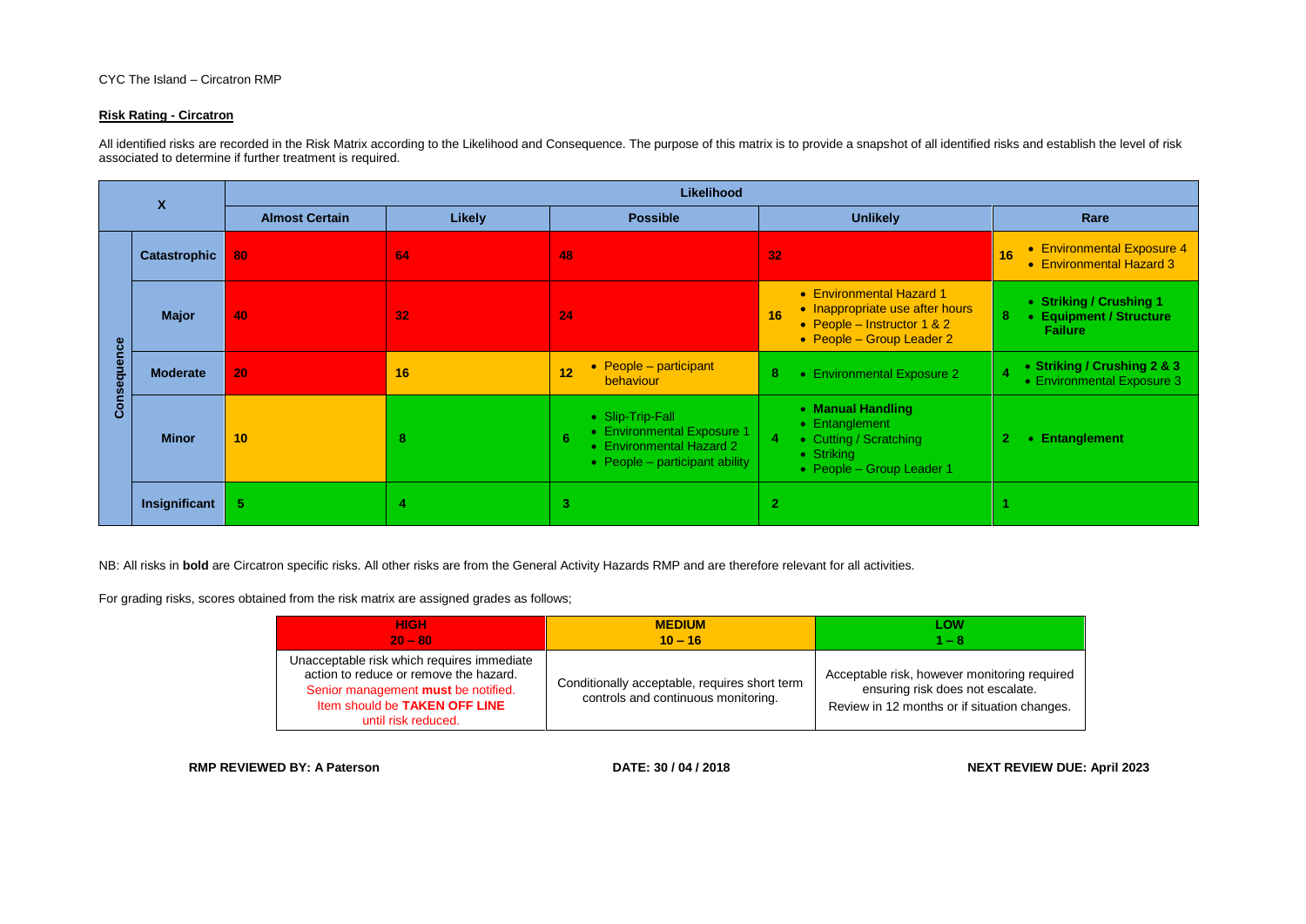CYC The Island – Circatron RMP

**Risk Rating - Circatron**

All identified risks are recorded in the Risk Matrix according to the Likelihood and Consequence. The purpose of this matrix is to provide a snapshot of all identified risks and establish the level of risk associated to determine if further treatment is required.

| X | | Likelihood | | | | |
|---|---|---|---|---|---|---|
| | | **Almost Certain** | **Likely** | **Possible** | **Unlikely** | **Rare** |
| Consequence | **Catastrophic** | 80 | 64 | 48 | 32 | 16 • Environmental Exposure 4 • Environmental Hazard 3 |
| | **Major** | 40 | 32 | 24 | 16 • Environmental Hazard 1 • Inappropriate use after hours • People – Instructor 1 & 2 • People – Group Leader 2 | 8 • **Striking / Crushing 1** • **Equipment / Structure Failure** |
| | **Moderate** | 20 | 16 | 12 • People – participant behaviour | 8 • Environmental Exposure 2 | 4 • **Striking / Crushing 2 & 3** • Environmental Exposure 3 |
| | **Minor** | 10 | 8 | 6 • Slip-Trip-Fall • Environmental Exposure 1 • Environmental Hazard 2 • People – participant ability | 4 • **Manual Handling** • Entanglement • Cutting / Scratching • Striking • People – Group Leader 1 | 2 • **Entanglement** |
| | **Insignificant** | 5 | 4 | 3 | 2 | 1 |

NB: All risks in **bold** are Circatron specific risks. All other risks are from the General Activity Hazards RMP and are therefore relevant for all activities.

For grading risks, scores obtained from the risk matrix are assigned grades as follows;

| **HIGH** 20 – 80 | **MEDIUM** 10 – 16 | **LOW** 1 – 8 |
|---|---|---|
| Unacceptable risk which requires immediate action to reduce or remove the hazard. Senior management **must** be notified. Item should be **TAKEN OFF LINE** until risk reduced. | Conditionally acceptable, requires short term controls and continuous monitoring. | Acceptable risk, however monitoring required ensuring risk does not escalate. Review in 12 months or if situation changes. |

**RMP REVIEWED BY: A Paterson** **DATE: 30 / 04 / 2018** **NEXT REVIEW DUE: April 2023**